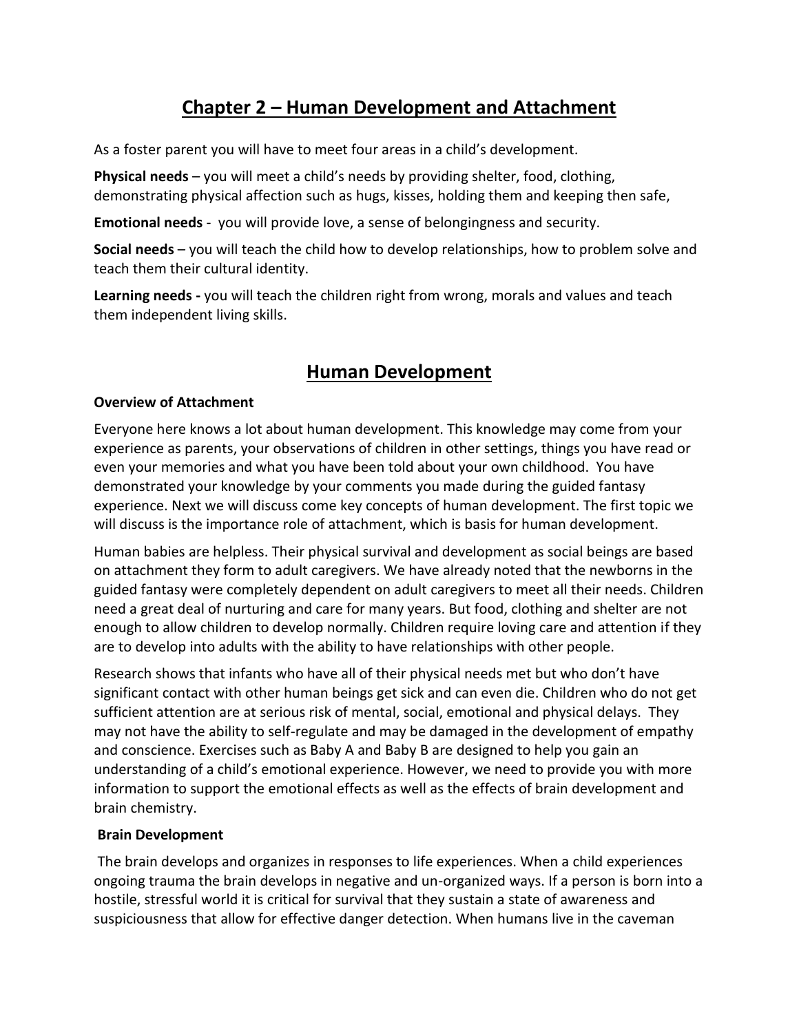# Chapter 2 – Human Development and Attachment

As a foster parent you will have to meet four areas in a child's development.

**Physical needs** – you will meet a child's needs by providing shelter, food, clothing, demonstrating physical affection such as hugs, kisses, holding them and keeping then safe,

**Emotional needs** - you will provide love, a sense of belongingness and security.

**Social needs** – you will teach the child how to develop relationships, how to problem solve and teach them their cultural identity.

**Learning needs -** you will teach the children right from wrong, morals and values and teach them independent living skills.

## Human Development

### Overview of Attachment

Everyone here knows a lot about human development. This knowledge may come from your experience as parents, your observations of children in other settings, things you have read or even your memories and what you have been told about your own childhood. You have demonstrated your knowledge by your comments you made during the guided fantasy experience. Next we will discuss come key concepts of human development. The first topic we will discuss is the importance role of attachment, which is basis for human development.

Human babies are helpless. Their physical survival and development as social beings are based on attachment they form to adult caregivers. We have already noted that the newborns in the guided fantasy were completely dependent on adult caregivers to meet all their needs. Children need a great deal of nurturing and care for many years. But food, clothing and shelter are not enough to allow children to develop normally. Children require loving care and attention if they are to develop into adults with the ability to have relationships with other people.

Research shows that infants who have all of their physical needs met but who don't have significant contact with other human beings get sick and can even die. Children who do not get sufficient attention are at serious risk of mental, social, emotional and physical delays. They may not have the ability to self-regulate and may be damaged in the development of empathy and conscience. Exercises such as Baby A and Baby B are designed to help you gain an understanding of a child's emotional experience. However, we need to provide you with more information to support the emotional effects as well as the effects of brain development and brain chemistry.

### Brain Development

The brain develops and organizes in responses to life experiences. When a child experiences ongoing trauma the brain develops in negative and un-organized ways. If a person is born into a hostile, stressful world it is critical for survival that they sustain a state of awareness and suspiciousness that allow for effective danger detection. When humans live in the caveman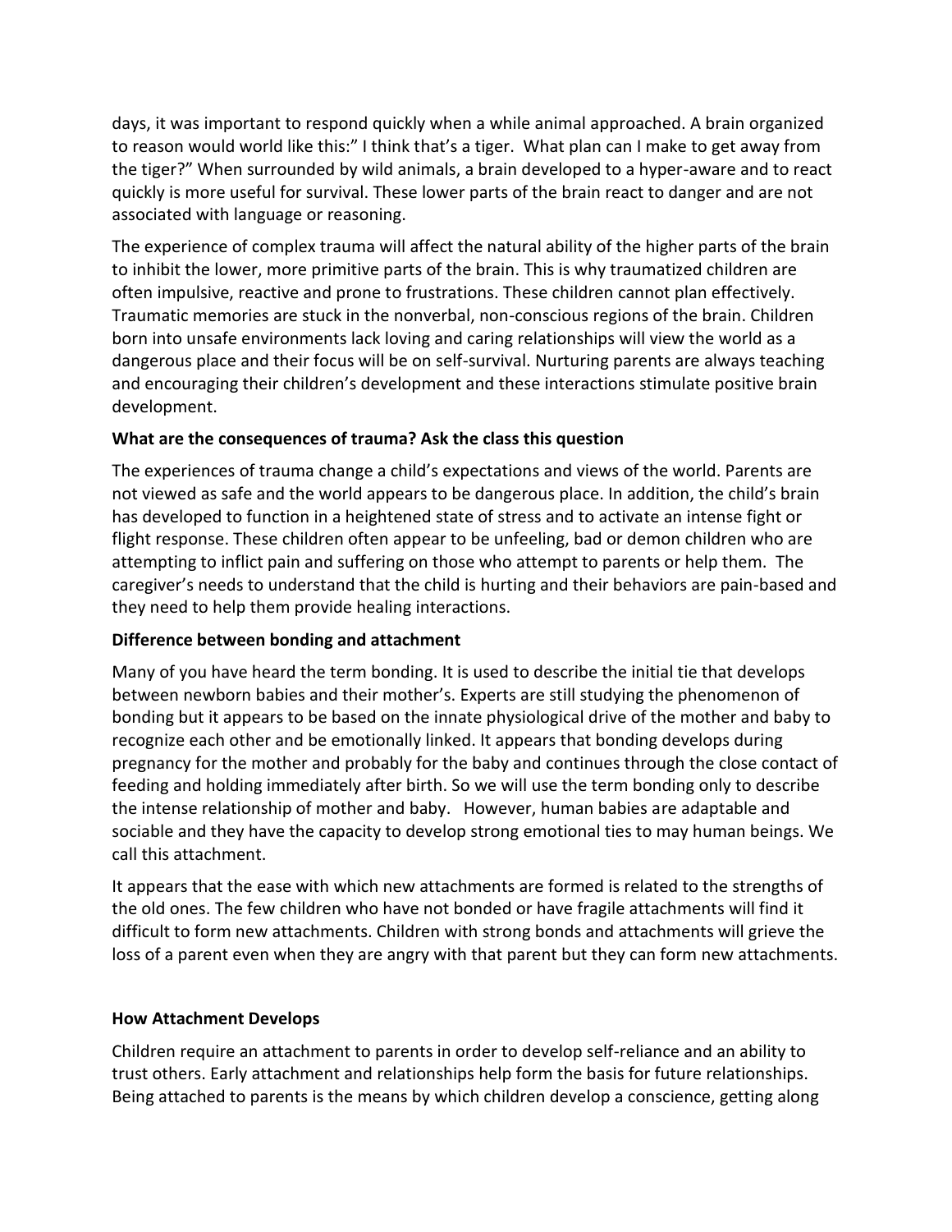days, it was important to respond quickly when a while animal approached. A brain organized to reason would world like this:" I think that's a tiger. What plan can I make to get away from the tiger?" When surrounded by wild animals, a brain developed to a hyper-aware and to react quickly is more useful for survival. These lower parts of the brain react to danger and are not associated with language or reasoning.

The experience of complex trauma will affect the natural ability of the higher parts of the brain to inhibit the lower, more primitive parts of the brain. This is why traumatized children are often impulsive, reactive and prone to frustrations. These children cannot plan effectively. Traumatic memories are stuck in the nonverbal, non-conscious regions of the brain. Children born into unsafe environments lack loving and caring relationships will view the world as a dangerous place and their focus will be on self-survival. Nurturing parents are always teaching and encouraging their children's development and these interactions stimulate positive brain development.

**What are the consequences of trauma? Ask the class this question**

The experiences of trauma change a child's expectations and views of the world. Parents are not viewed as safe and the world appears to be dangerous place. In addition, the child's brain has developed to function in a heightened state of stress and to activate an intense fight or flight response. These children often appear to be unfeeling, bad or demon children who are attempting to inflict pain and suffering on those who attempt to parents or help them. The caregiver's needs to understand that the child is hurting and their behaviors are pain-based and they need to help them provide healing interactions.

**Difference between bonding and attachment**

Many of you have heard the term bonding. It is used to describe the initial tie that develops between newborn babies and their mother's. Experts are still studying the phenomenon of bonding but it appears to be based on the innate physiological drive of the mother and baby to recognize each other and be emotionally linked. It appears that bonding develops during pregnancy for the mother and probably for the baby and continues through the close contact of feeding and holding immediately after birth. So we will use the term bonding only to describe the intense relationship of mother and baby. However, human babies are adaptable and sociable and they have the capacity to develop strong emotional ties to may human beings. We call this attachment.

It appears that the ease with which new attachments are formed is related to the strengths of the old ones. The few children who have not bonded or have fragile attachments will find it difficult to form new attachments. Children with strong bonds and attachments will grieve the loss of a parent even when they are angry with that parent but they can form new attachments.

**How Attachment Develops**

Children require an attachment to parents in order to develop self-reliance and an ability to trust others. Early attachment and relationships help form the basis for future relationships. Being attached to parents is the means by which children develop a conscience, getting along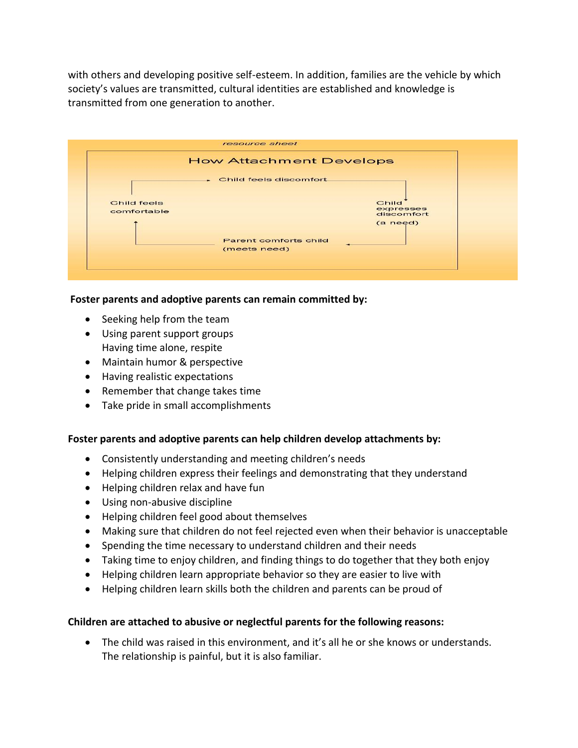with others and developing positive self-esteem. In addition, families are the vehicle by which society's values are transmitted, cultural identities are established and knowledge is transmitted from one generation to another.

*resource sheet*

**How Attachment Develops**

Child feels discomfort → Child expresses discomfort (a need) → Parent comforts child (meets need) → Child feels comfortable → Child feels discomfort

**Foster parents and adoptive parents can remain committed by:**

- Seeking help from the team
- Using parent support groups
  Having time alone, respite
- Maintain humor & perspective
- Having realistic expectations
- Remember that change takes time
- Take pride in small accomplishments

**Foster parents and adoptive parents can help children develop attachments by:**

- Consistently understanding and meeting children's needs
- Helping children express their feelings and demonstrating that they understand
- Helping children relax and have fun
- Using non-abusive discipline
- Helping children feel good about themselves
- Making sure that children do not feel rejected even when their behavior is unacceptable
- Spending the time necessary to understand children and their needs
- Taking time to enjoy children, and finding things to do together that they both enjoy
- Helping children learn appropriate behavior so they are easier to live with
- Helping children learn skills both the children and parents can be proud of

**Children are attached to abusive or neglectful parents for the following reasons:**

- The child was raised in this environment, and it's all he or she knows or understands. The relationship is painful, but it is also familiar.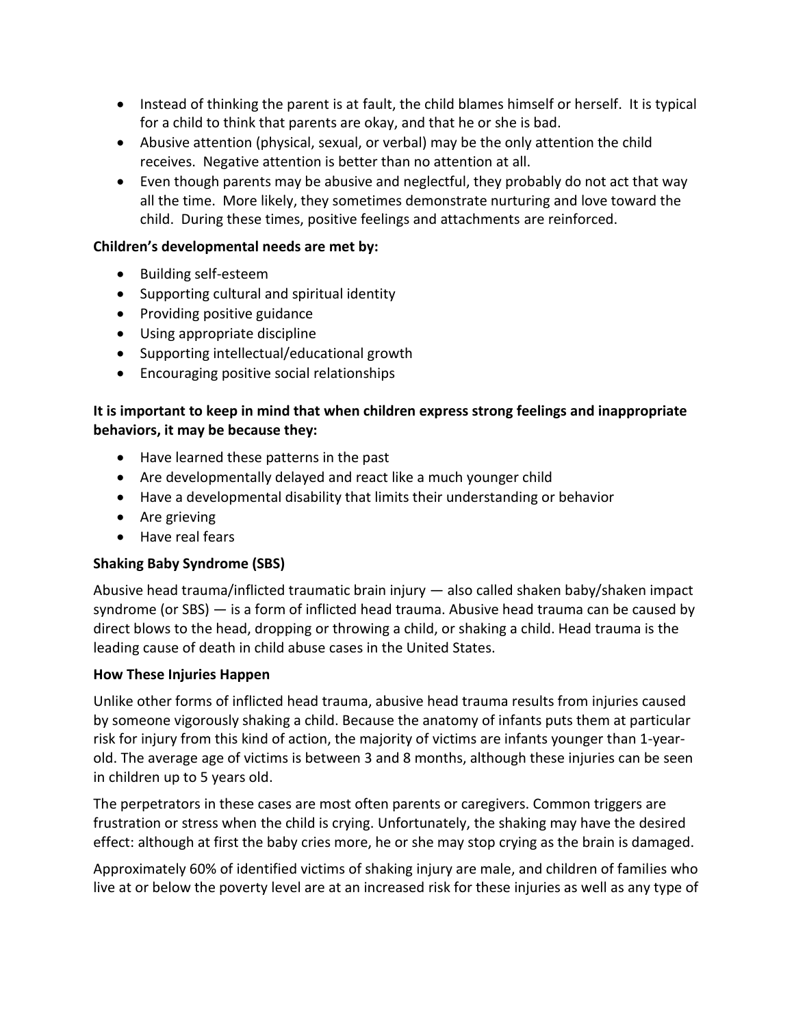- Instead of thinking the parent is at fault, the child blames himself or herself. It is typical for a child to think that parents are okay, and that he or she is bad.
- Abusive attention (physical, sexual, or verbal) may be the only attention the child receives. Negative attention is better than no attention at all.
- Even though parents may be abusive and neglectful, they probably do not act that way all the time. More likely, they sometimes demonstrate nurturing and love toward the child. During these times, positive feelings and attachments are reinforced.

**Children's developmental needs are met by:**

- Building self-esteem
- Supporting cultural and spiritual identity
- Providing positive guidance
- Using appropriate discipline
- Supporting intellectual/educational growth
- Encouraging positive social relationships

**It is important to keep in mind that when children express strong feelings and inappropriate behaviors, it may be because they:**

- Have learned these patterns in the past
- Are developmentally delayed and react like a much younger child
- Have a developmental disability that limits their understanding or behavior
- Are grieving
- Have real fears

**Shaking Baby Syndrome (SBS)**

Abusive head trauma/inflicted traumatic brain injury — also called shaken baby/shaken impact syndrome (or SBS) — is a form of inflicted head trauma. Abusive head trauma can be caused by direct blows to the head, dropping or throwing a child, or shaking a child. Head trauma is the leading cause of death in child abuse cases in the United States.

**How These Injuries Happen**

Unlike other forms of inflicted head trauma, abusive head trauma results from injuries caused by someone vigorously shaking a child. Because the anatomy of infants puts them at particular risk for injury from this kind of action, the majority of victims are infants younger than 1-year-old. The average age of victims is between 3 and 8 months, although these injuries can be seen in children up to 5 years old.

The perpetrators in these cases are most often parents or caregivers. Common triggers are frustration or stress when the child is crying. Unfortunately, the shaking may have the desired effect: although at first the baby cries more, he or she may stop crying as the brain is damaged.

Approximately 60% of identified victims of shaking injury are male, and children of families who live at or below the poverty level are at an increased risk for these injuries as well as any type of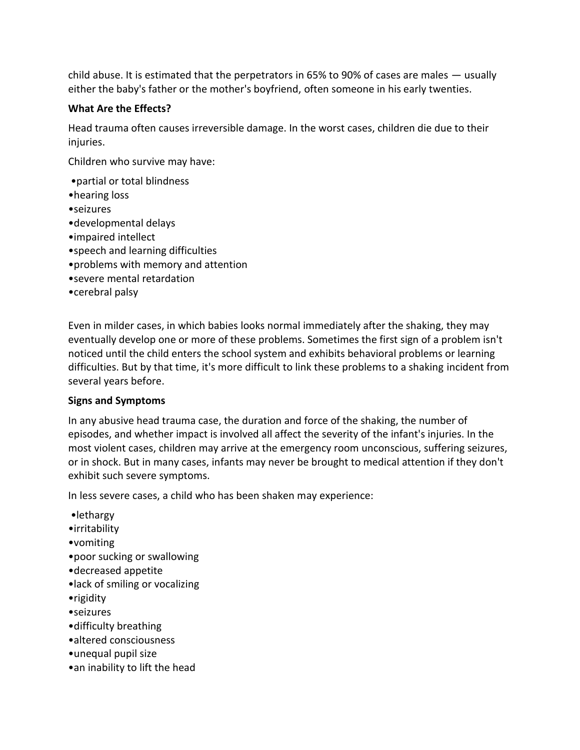child abuse. It is estimated that the perpetrators in 65% to 90% of cases are males — usually either the baby's father or the mother's boyfriend, often someone in his early twenties.

**What Are the Effects?**

Head trauma often causes irreversible damage. In the worst cases, children die due to their injuries.

Children who survive may have:

- partial or total blindness
- hearing loss
- seizures
- developmental delays
- impaired intellect
- speech and learning difficulties
- problems with memory and attention
- severe mental retardation
- cerebral palsy

Even in milder cases, in which babies looks normal immediately after the shaking, they may eventually develop one or more of these problems. Sometimes the first sign of a problem isn't noticed until the child enters the school system and exhibits behavioral problems or learning difficulties. But by that time, it's more difficult to link these problems to a shaking incident from several years before.

**Signs and Symptoms**

In any abusive head trauma case, the duration and force of the shaking, the number of episodes, and whether impact is involved all affect the severity of the infant's injuries. In the most violent cases, children may arrive at the emergency room unconscious, suffering seizures, or in shock. But in many cases, infants may never be brought to medical attention if they don't exhibit such severe symptoms.

In less severe cases, a child who has been shaken may experience:

- lethargy
- irritability
- vomiting
- poor sucking or swallowing
- decreased appetite
- lack of smiling or vocalizing
- rigidity
- seizures
- difficulty breathing
- altered consciousness
- unequal pupil size
- an inability to lift the head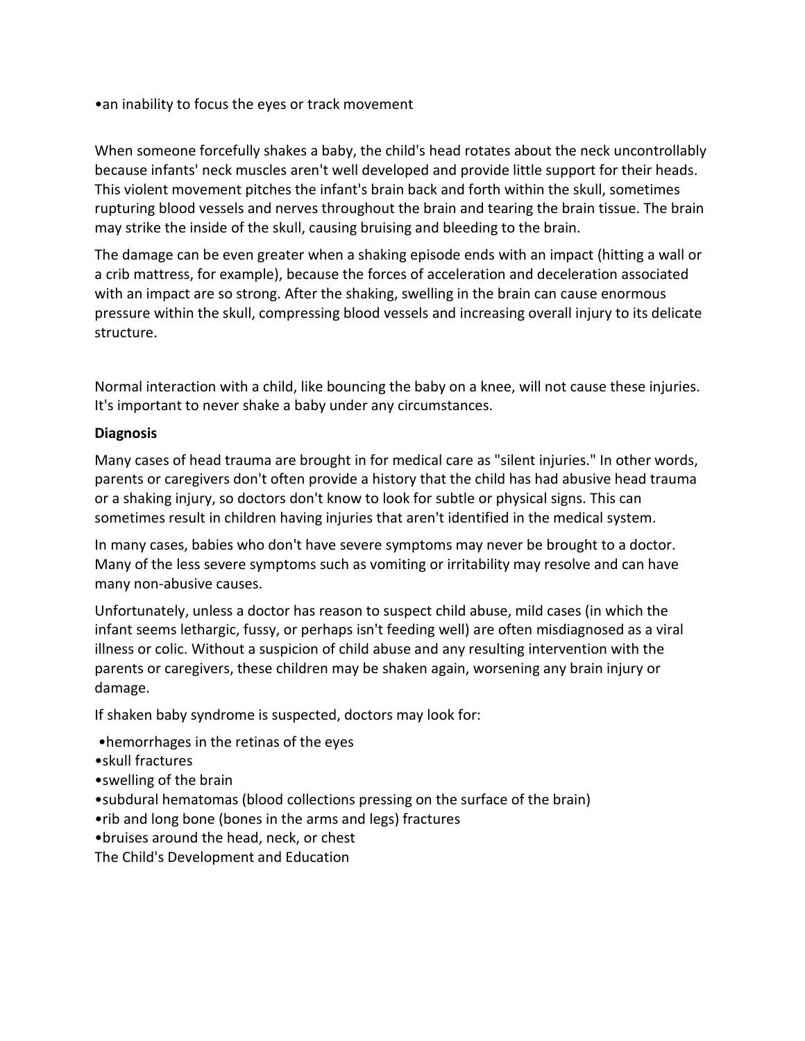- an inability to focus the eyes or track movement

When someone forcefully shakes a baby, the child's head rotates about the neck uncontrollably because infants' neck muscles aren't well developed and provide little support for their heads. This violent movement pitches the infant's brain back and forth within the skull, sometimes rupturing blood vessels and nerves throughout the brain and tearing the brain tissue. The brain may strike the inside of the skull, causing bruising and bleeding to the brain.

The damage can be even greater when a shaking episode ends with an impact (hitting a wall or a crib mattress, for example), because the forces of acceleration and deceleration associated with an impact are so strong. After the shaking, swelling in the brain can cause enormous pressure within the skull, compressing blood vessels and increasing overall injury to its delicate structure.

Normal interaction with a child, like bouncing the baby on a knee, will not cause these injuries. It's important to never shake a baby under any circumstances.

**Diagnosis**

Many cases of head trauma are brought in for medical care as "silent injuries." In other words, parents or caregivers don't often provide a history that the child has had abusive head trauma or a shaking injury, so doctors don't know to look for subtle or physical signs. This can sometimes result in children having injuries that aren't identified in the medical system.

In many cases, babies who don't have severe symptoms may never be brought to a doctor. Many of the less severe symptoms such as vomiting or irritability may resolve and can have many non-abusive causes.

Unfortunately, unless a doctor has reason to suspect child abuse, mild cases (in which the infant seems lethargic, fussy, or perhaps isn't feeding well) are often misdiagnosed as a viral illness or colic. Without a suspicion of child abuse and any resulting intervention with the parents or caregivers, these children may be shaken again, worsening any brain injury or damage.

If shaken baby syndrome is suspected, doctors may look for:

- hemorrhages in the retinas of the eyes
- skull fractures
- swelling of the brain
- subdural hematomas (blood collections pressing on the surface of the brain)
- rib and long bone (bones in the arms and legs) fractures
- bruises around the head, neck, or chest

The Child's Development and Education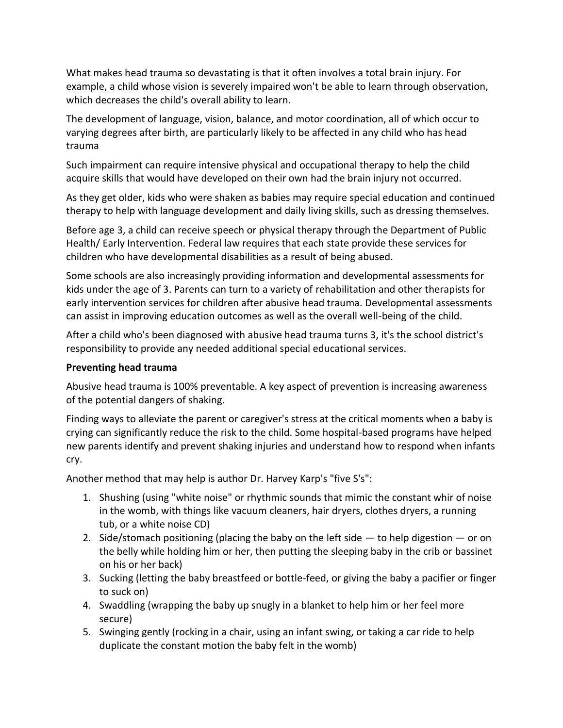What makes head trauma so devastating is that it often involves a total brain injury. For example, a child whose vision is severely impaired won't be able to learn through observation, which decreases the child's overall ability to learn.

The development of language, vision, balance, and motor coordination, all of which occur to varying degrees after birth, are particularly likely to be affected in any child who has head trauma

Such impairment can require intensive physical and occupational therapy to help the child acquire skills that would have developed on their own had the brain injury not occurred.

As they get older, kids who were shaken as babies may require special education and continued therapy to help with language development and daily living skills, such as dressing themselves.

Before age 3, a child can receive speech or physical therapy through the Department of Public Health/ Early Intervention. Federal law requires that each state provide these services for children who have developmental disabilities as a result of being abused.

Some schools are also increasingly providing information and developmental assessments for kids under the age of 3. Parents can turn to a variety of rehabilitation and other therapists for early intervention services for children after abusive head trauma. Developmental assessments can assist in improving education outcomes as well as the overall well-being of the child.

After a child who's been diagnosed with abusive head trauma turns 3, it's the school district's responsibility to provide any needed additional special educational services.

**Preventing head trauma**

Abusive head trauma is 100% preventable. A key aspect of prevention is increasing awareness of the potential dangers of shaking.

Finding ways to alleviate the parent or caregiver's stress at the critical moments when a baby is crying can significantly reduce the risk to the child. Some hospital-based programs have helped new parents identify and prevent shaking injuries and understand how to respond when infants cry.

Another method that may help is author Dr. Harvey Karp's "five S's":

1. Shushing (using "white noise" or rhythmic sounds that mimic the constant whir of noise in the womb, with things like vacuum cleaners, hair dryers, clothes dryers, a running tub, or a white noise CD)
2. Side/stomach positioning (placing the baby on the left side — to help digestion — or on the belly while holding him or her, then putting the sleeping baby in the crib or bassinet on his or her back)
3. Sucking (letting the baby breastfeed or bottle-feed, or giving the baby a pacifier or finger to suck on)
4. Swaddling (wrapping the baby up snugly in a blanket to help him or her feel more secure)
5. Swinging gently (rocking in a chair, using an infant swing, or taking a car ride to help duplicate the constant motion the baby felt in the womb)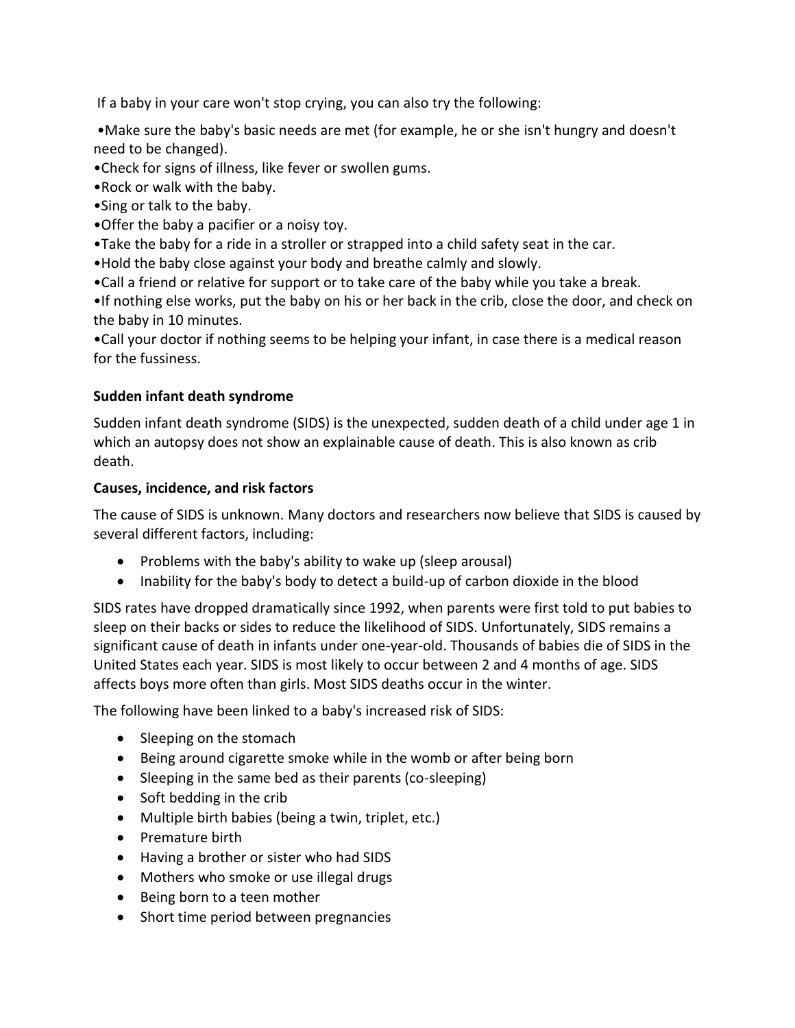If a baby in your care won't stop crying, you can also try the following:

- Make sure the baby's basic needs are met (for example, he or she isn't hungry and doesn't need to be changed).
- Check for signs of illness, like fever or swollen gums.
- Rock or walk with the baby.
- Sing or talk to the baby.
- Offer the baby a pacifier or a noisy toy.
- Take the baby for a ride in a stroller or strapped into a child safety seat in the car.
- Hold the baby close against your body and breathe calmly and slowly.
- Call a friend or relative for support or to take care of the baby while you take a break.
- If nothing else works, put the baby on his or her back in the crib, close the door, and check on the baby in 10 minutes.
- Call your doctor if nothing seems to be helping your infant, in case there is a medical reason for the fussiness.

**Sudden infant death syndrome**

Sudden infant death syndrome (SIDS) is the unexpected, sudden death of a child under age 1 in which an autopsy does not show an explainable cause of death. This is also known as crib death.

**Causes, incidence, and risk factors**

The cause of SIDS is unknown. Many doctors and researchers now believe that SIDS is caused by several different factors, including:

- Problems with the baby's ability to wake up (sleep arousal)
- Inability for the baby's body to detect a build-up of carbon dioxide in the blood

SIDS rates have dropped dramatically since 1992, when parents were first told to put babies to sleep on their backs or sides to reduce the likelihood of SIDS. Unfortunately, SIDS remains a significant cause of death in infants under one-year-old. Thousands of babies die of SIDS in the United States each year. SIDS is most likely to occur between 2 and 4 months of age. SIDS affects boys more often than girls. Most SIDS deaths occur in the winter.

The following have been linked to a baby's increased risk of SIDS:

- Sleeping on the stomach
- Being around cigarette smoke while in the womb or after being born
- Sleeping in the same bed as their parents (co-sleeping)
- Soft bedding in the crib
- Multiple birth babies (being a twin, triplet, etc.)
- Premature birth
- Having a brother or sister who had SIDS
- Mothers who smoke or use illegal drugs
- Being born to a teen mother
- Short time period between pregnancies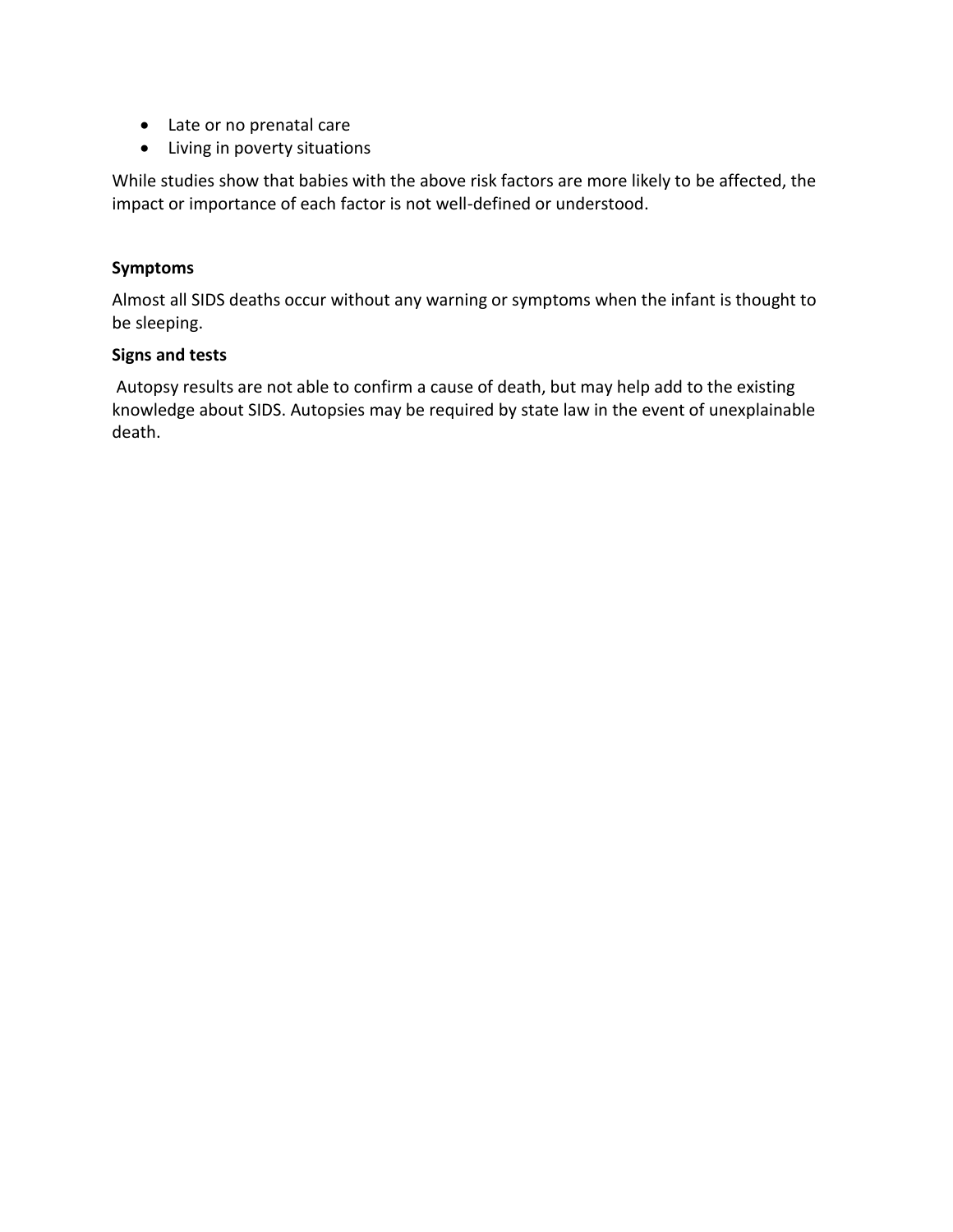- Late or no prenatal care
- Living in poverty situations

While studies show that babies with the above risk factors are more likely to be affected, the impact or importance of each factor is not well-defined or understood.

**Symptoms**

Almost all SIDS deaths occur without any warning or symptoms when the infant is thought to be sleeping.

**Signs and tests**

Autopsy results are not able to confirm a cause of death, but may help add to the existing knowledge about SIDS. Autopsies may be required by state law in the event of unexplainable death.